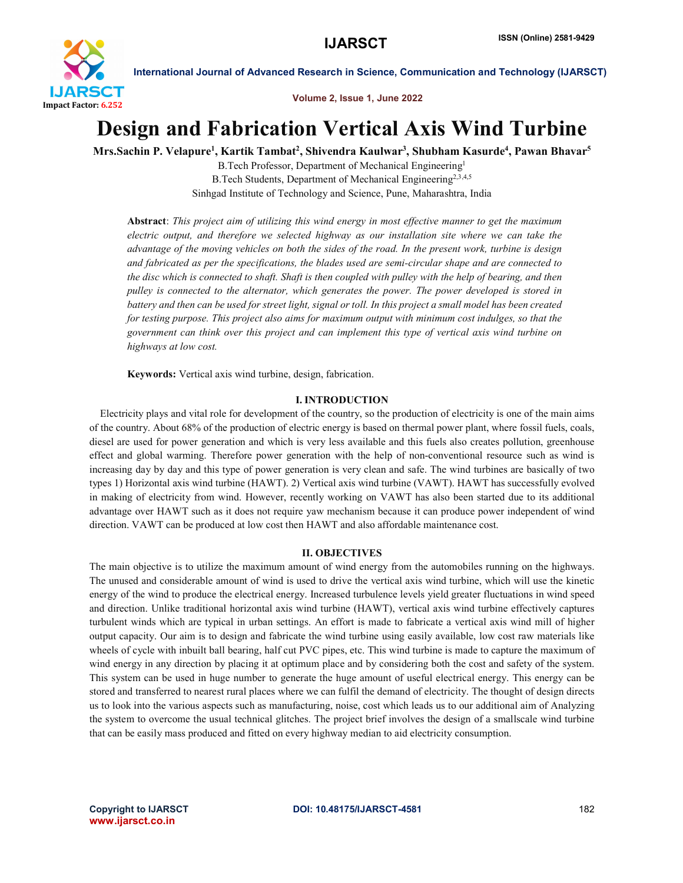# Design and Fabrication Vertical Axis Wind Turbine

**Mrs.Sachin P. Velapure[1], Kartik Tambat[2], Shivendra Kaulwar[3], Shubham Kasurde[4], Pawan Bhavar[5]**

B.Tech Professor, Department of Mechanical Engineering[1]

B.Tech Students, Department of Mechanical Engineering[2,3,4,5]

Sinhgad Institute of Technology and Science, Pune, Maharashtra, India

**Abstract**: *This project aim of utilizing this wind energy in most effective manner to get the maximum electric output, and therefore we selected highway as our installation site where we can take the advantage of the moving vehicles on both the sides of the road. In the present work, turbine is design and fabricated as per the specifications, the blades used are semi-circular shape and are connected to the disc which is connected to shaft. Shaft is then coupled with pulley with the help of bearing, and then pulley is connected to the alternator, which generates the power. The power developed is stored in battery and then can be used for street light, signal or toll. In this project a small model has been created for testing purpose. This project also aims for maximum output with minimum cost indulges, so that the government can think over this project and can implement this type of vertical axis wind turbine on highways at low cost.*

**Keywords:** Vertical axis wind turbine, design, fabrication.

## I. INTRODUCTION

Electricity plays and vital role for development of the country, so the production of electricity is one of the main aims of the country. About 68% of the production of electric energy is based on thermal power plant, where fossil fuels, coals, diesel are used for power generation and which is very less available and this fuels also creates pollution, greenhouse effect and global warming. Therefore power generation with the help of non-conventional resource such as wind is increasing day by day and this type of power generation is very clean and safe. The wind turbines are basically of two types 1) Horizontal axis wind turbine (HAWT). 2) Vertical axis wind turbine (VAWT). HAWT has successfully evolved in making of electricity from wind. However, recently working on VAWT has also been started due to its additional advantage over HAWT such as it does not require yaw mechanism because it can produce power independent of wind direction. VAWT can be produced at low cost then HAWT and also affordable maintenance cost.

## II. OBJECTIVES

The main objective is to utilize the maximum amount of wind energy from the automobiles running on the highways. The unused and considerable amount of wind is used to drive the vertical axis wind turbine, which will use the kinetic energy of the wind to produce the electrical energy. Increased turbulence levels yield greater fluctuations in wind speed and direction. Unlike traditional horizontal axis wind turbine (HAWT), vertical axis wind turbine effectively captures turbulent winds which are typical in urban settings. An effort is made to fabricate a vertical axis wind mill of higher output capacity. Our aim is to design and fabricate the wind turbine using easily available, low cost raw materials like wheels of cycle with inbuilt ball bearing, half cut PVC pipes, etc. This wind turbine is made to capture the maximum of wind energy in any direction by placing it at optimum place and by considering both the cost and safety of the system. This system can be used in huge number to generate the huge amount of useful electrical energy. This energy can be stored and transferred to nearest rural places where we can fulfil the demand of electricity. The thought of design directs us to look into the various aspects such as manufacturing, noise, cost which leads us to our additional aim of Analyzing the system to overcome the usual technical glitches. The project brief involves the design of a smallscale wind turbine that can be easily mass produced and fitted on every highway median to aid electricity consumption.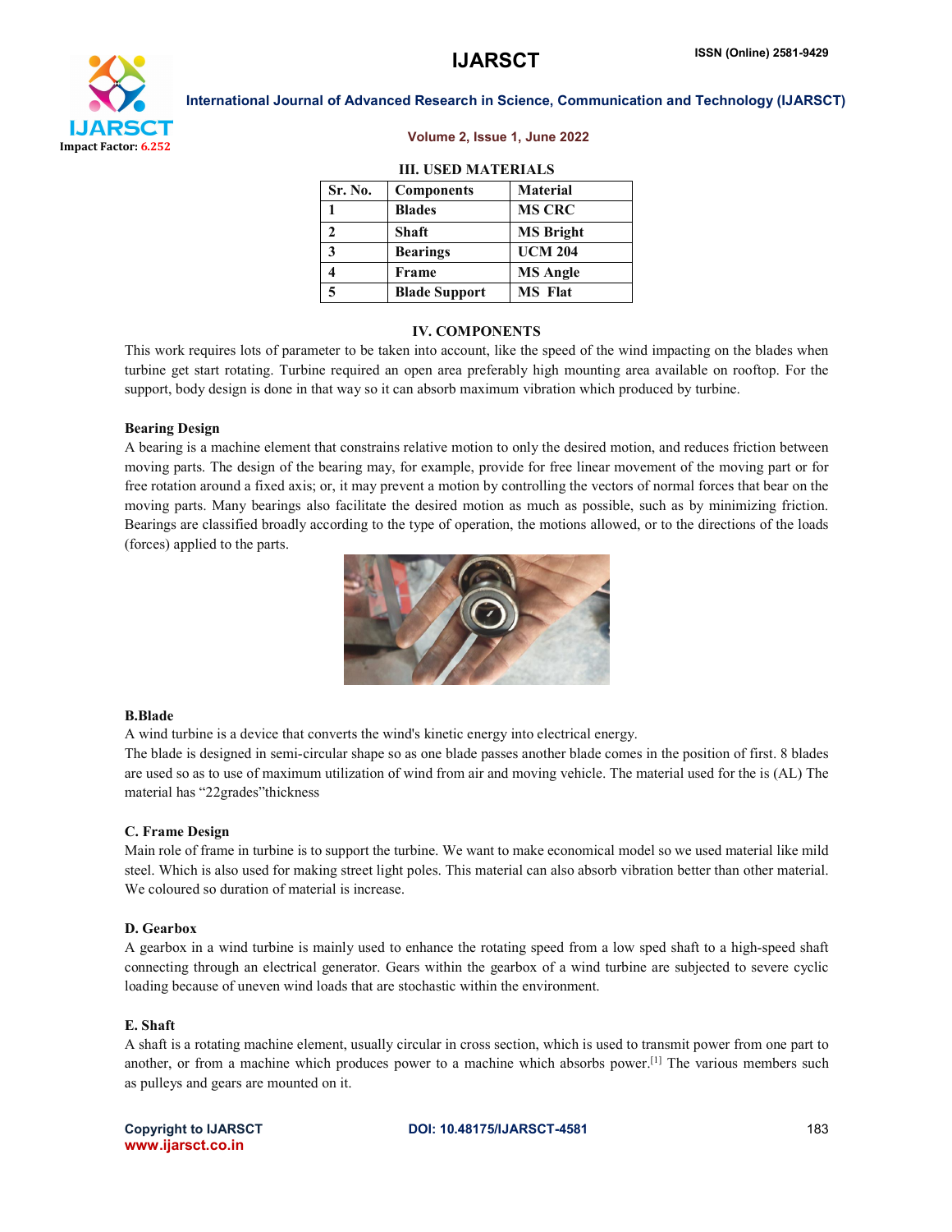## III. USED MATERIALS

| Sr. No. | Components | Material |
|---|---|---|
| 1 | Blades | MS CRC |
| 2 | Shaft | MS Bright |
| 3 | Bearings | UCM 204 |
| 4 | Frame | MS Angle |
| 5 | Blade Support | MS Flat |

## IV. COMPONENTS

This work requires lots of parameter to be taken into account, like the speed of the wind impacting on the blades when turbine get start rotating. Turbine required an open area preferably high mounting area available on rooftop. For the support, body design is done in that way so it can absorb maximum vibration which produced by turbine.

### Bearing Design

A bearing is a machine element that constrains relative motion to only the desired motion, and reduces friction between moving parts. The design of the bearing may, for example, provide for free linear movement of the moving part or for free rotation around a fixed axis; or, it may prevent a motion by controlling the vectors of normal forces that bear on the moving parts. Many bearings also facilitate the desired motion as much as possible, such as by minimizing friction. Bearings are classified broadly according to the type of operation, the motions allowed, or to the directions of the loads (forces) applied to the parts.

### B.Blade

A wind turbine is a device that converts the wind's kinetic energy into electrical energy.

The blade is designed in semi-circular shape so as one blade passes another blade comes in the position of first. 8 blades are used so as to use of maximum utilization of wind from air and moving vehicle. The material used for the is (AL) The material has "22grades"thickness

### C. Frame Design

Main role of frame in turbine is to support the turbine. We want to make economical model so we used material like mild steel. Which is also used for making street light poles. This material can also absorb vibration better than other material. We coloured so duration of material is increase.

### D. Gearbox

A gearbox in a wind turbine is mainly used to enhance the rotating speed from a low sped shaft to a high-speed shaft connecting through an electrical generator. Gears within the gearbox of a wind turbine are subjected to severe cyclic loading because of uneven wind loads that are stochastic within the environment.

### E. Shaft

A shaft is a rotating machine element, usually circular in cross section, which is used to transmit power from one part to another, or from a machine which produces power to a machine which absorbs power.[1] The various members such as pulleys and gears are mounted on it.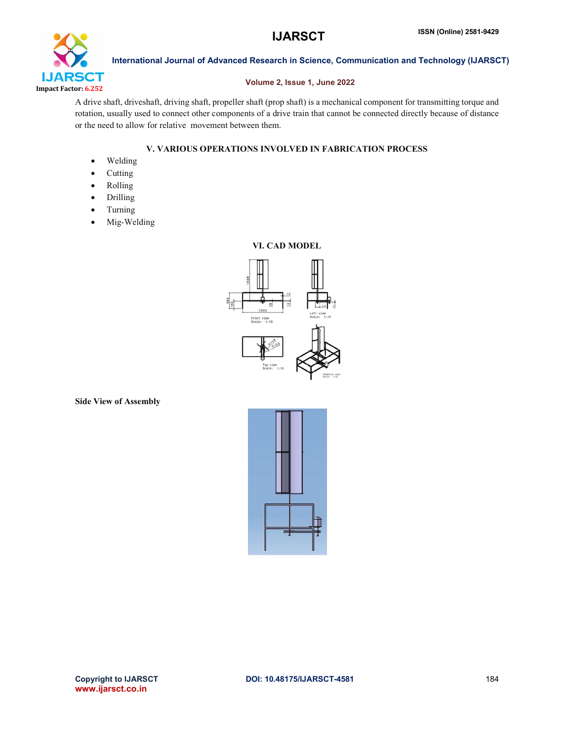A drive shaft, driveshaft, driving shaft, propeller shaft (prop shaft) is a mechanical component for transmitting torque and rotation, usually used to connect other components of a drive train that cannot be connected directly because of distance or the need to allow for relative movement between them.

## V. VARIOUS OPERATIONS INVOLVED IN FABRICATION PROCESS

- Welding
- Cutting
- Rolling
- Drilling
- Turning
- Mig-Welding

## VI. CAD MODEL

**Side View of Assembly**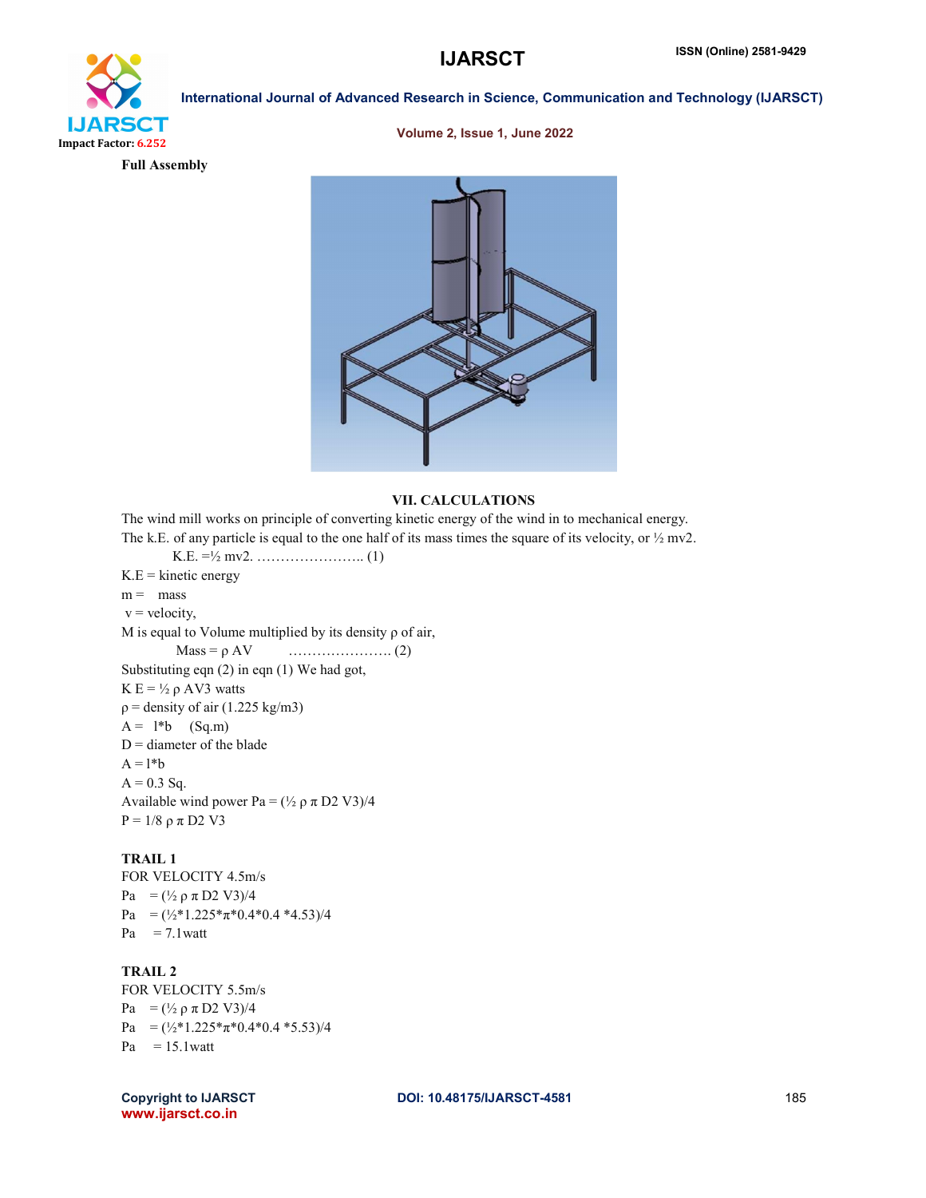**Full Assembly**

### VII. CALCULATIONS

The wind mill works on principle of converting kinetic energy of the wind in to mechanical energy.

The k.E. of any particle is equal to the one half of its mass times the square of its velocity, or ½ mv2.

K.E. =½ mv2. ………………….. (1)

K.E = kinetic energy

m = mass

v = velocity,

M is equal to Volume multiplied by its density ρ of air,

Mass = ρ AV ………………….. (2)

Substituting eqn (2) in eqn (1) We had got,

K E = ½ ρ AV3 watts

ρ = density of air (1.225 kg/m3)

A = l*b (Sq.m)

D = diameter of the blade

A = l*b

A = 0.3 Sq.

Available wind power Pa = (½ ρ π D2 V3)/4

P = 1/8 ρ π D2 V3

**TRAIL 1**

FOR VELOCITY 4.5m/s

Pa = (½ ρ π D2 V3)/4

Pa = (½*1.225*π*0.4*0.4 *4.53)/4

Pa = 7.1watt

**TRAIL 2**

FOR VELOCITY 5.5m/s

Pa = (½ ρ π D2 V3)/4

Pa = (½*1.225*π*0.4*0.4 *5.53)/4

Pa = 15.1watt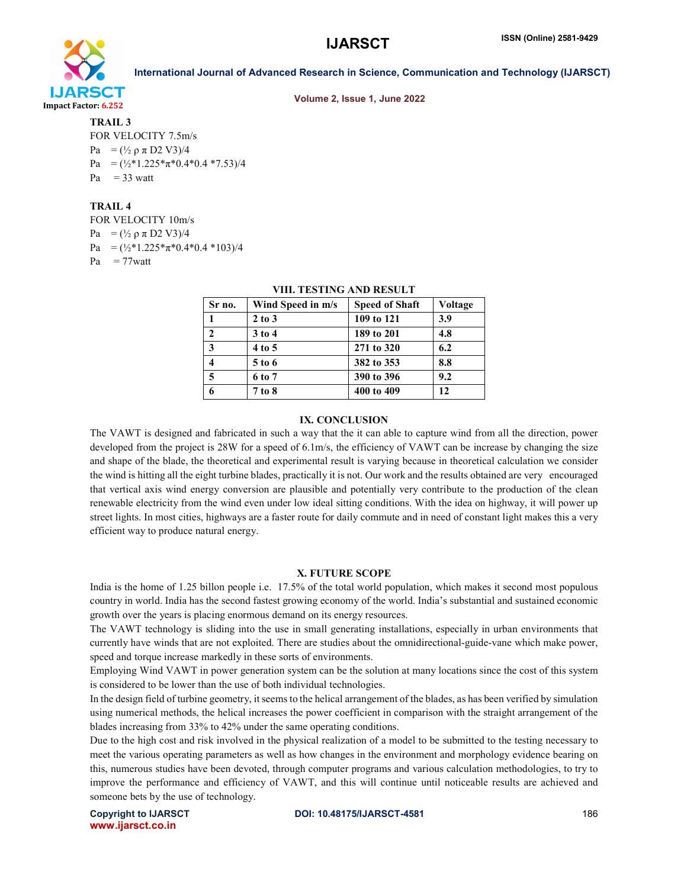**TRAIL 3**

FOR VELOCITY 7.5m/s

Pa $= (\frac{1}{2}\ \rho\ \pi\ D2\ V3)/4$

Pa $= (\frac{1}{2}*1.225*\pi*0.4*0.4*7.53)/4$

Pa = 33 watt

**TRAIL 4**

FOR VELOCITY 10m/s

Pa $= (\frac{1}{2}\ \rho\ \pi\ D2\ V3)/4$

Pa $= (\frac{1}{2}*1.225*\pi*0.4*0.4*103)/4$

Pa = 77watt

## VIII. TESTING AND RESULT

| Sr no. | Wind Speed in m/s | Speed of Shaft | Voltage |
|---|---|---|---|
| 1 | 2 to 3 | 109 to 121 | 3.9 |
| 2 | 3 to 4 | 189 to 201 | 4.8 |
| 3 | 4 to 5 | 271 to 320 | 6.2 |
| 4 | 5 to 6 | 382 to 353 | 8.8 |
| 5 | 6 to 7 | 390 to 396 | 9.2 |
| 6 | 7 to 8 | 400 to 409 | 12 |

## IX. CONCLUSION

The VAWT is designed and fabricated in such a way that the it can able to capture wind from all the direction, power developed from the project is 28W for a speed of 6.1m/s, the efficiency of VAWT can be increase by changing the size and shape of the blade, the theoretical and experimental result is varying because in theoretical calculation we consider the wind is hitting all the eight turbine blades, practically it is not. Our work and the results obtained are very encouraged that vertical axis wind energy conversion are plausible and potentially very contribute to the production of the clean renewable electricity from the wind even under low ideal sitting conditions. With the idea on highway, it will power up street lights. In most cities, highways are a faster route for daily commute and in need of constant light makes this a very efficient way to produce natural energy.

## X. FUTURE SCOPE

India is the home of 1.25 billon people i.e. 17.5% of the total world population, which makes it second most populous country in world. India has the second fastest growing economy of the world. India's substantial and sustained economic growth over the years is placing enormous demand on its energy resources.

The VAWT technology is sliding into the use in small generating installations, especially in urban environments that currently have winds that are not exploited. There are studies about the omnidirectional-guide-vane which make power, speed and torque increase markedly in these sorts of environments.

Employing Wind VAWT in power generation system can be the solution at many locations since the cost of this system is considered to be lower than the use of both individual technologies.

In the design field of turbine geometry, it seems to the helical arrangement of the blades, as has been verified by simulation using numerical methods, the helical increases the power coefficient in comparison with the straight arrangement of the blades increasing from 33% to 42% under the same operating conditions.

Due to the high cost and risk involved in the physical realization of a model to be submitted to the testing necessary to meet the various operating parameters as well as how changes in the environment and morphology evidence bearing on this, numerous studies have been devoted, through computer programs and various calculation methodologies, to try to improve the performance and efficiency of VAWT, and this will continue until noticeable results are achieved and someone bets by the use of technology.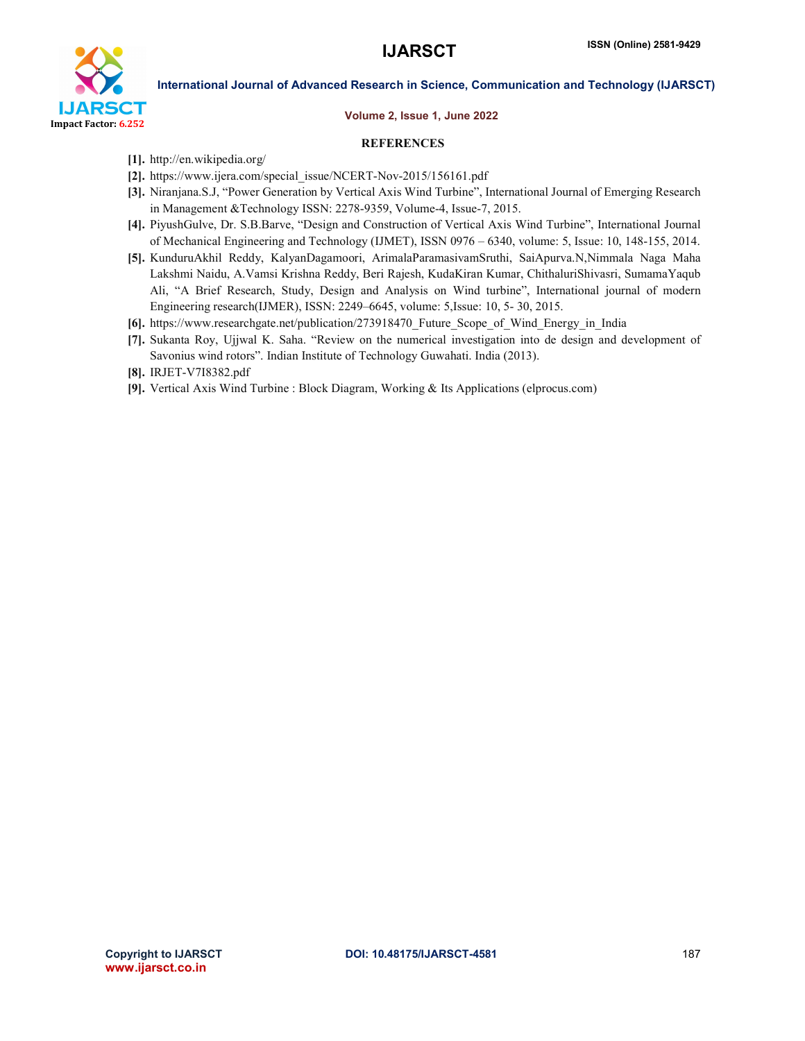## REFERENCES

**[1].** http://en.wikipedia.org/

**[2].** https://www.ijera.com/special_issue/NCERT-Nov-2015/156161.pdf

**[3].** Niranjana.S.J, "Power Generation by Vertical Axis Wind Turbine", International Journal of Emerging Research in Management &Technology ISSN: 2278-9359, Volume-4, Issue-7, 2015.

**[4].** PiyushGulve, Dr. S.B.Barve, "Design and Construction of Vertical Axis Wind Turbine", International Journal of Mechanical Engineering and Technology (IJMET), ISSN 0976 – 6340, volume: 5, Issue: 10, 148-155, 2014.

**[5].** KunduruAkhil Reddy, KalyanDagamoori, ArimalaParamasivamSruthi, SaiApurva.N,Nimmala Naga Maha Lakshmi Naidu, A.Vamsi Krishna Reddy, Beri Rajesh, KudaKiran Kumar, ChithaluriShivasri, SumamaYaqub Ali, "A Brief Research, Study, Design and Analysis on Wind turbine", International journal of modern Engineering research(IJMER), ISSN: 2249–6645, volume: 5,Issue: 10, 5- 30, 2015.

**[6].** https://www.researchgate.net/publication/273918470_Future_Scope_of_Wind_Energy_in_India

**[7].** Sukanta Roy, Ujjwal K. Saha. "Review on the numerical investigation into de design and development of Savonius wind rotors". Indian Institute of Technology Guwahati. India (2013).

**[8].** IRJET-V7I8382.pdf

**[9].** Vertical Axis Wind Turbine : Block Diagram, Working & Its Applications (elprocus.com)